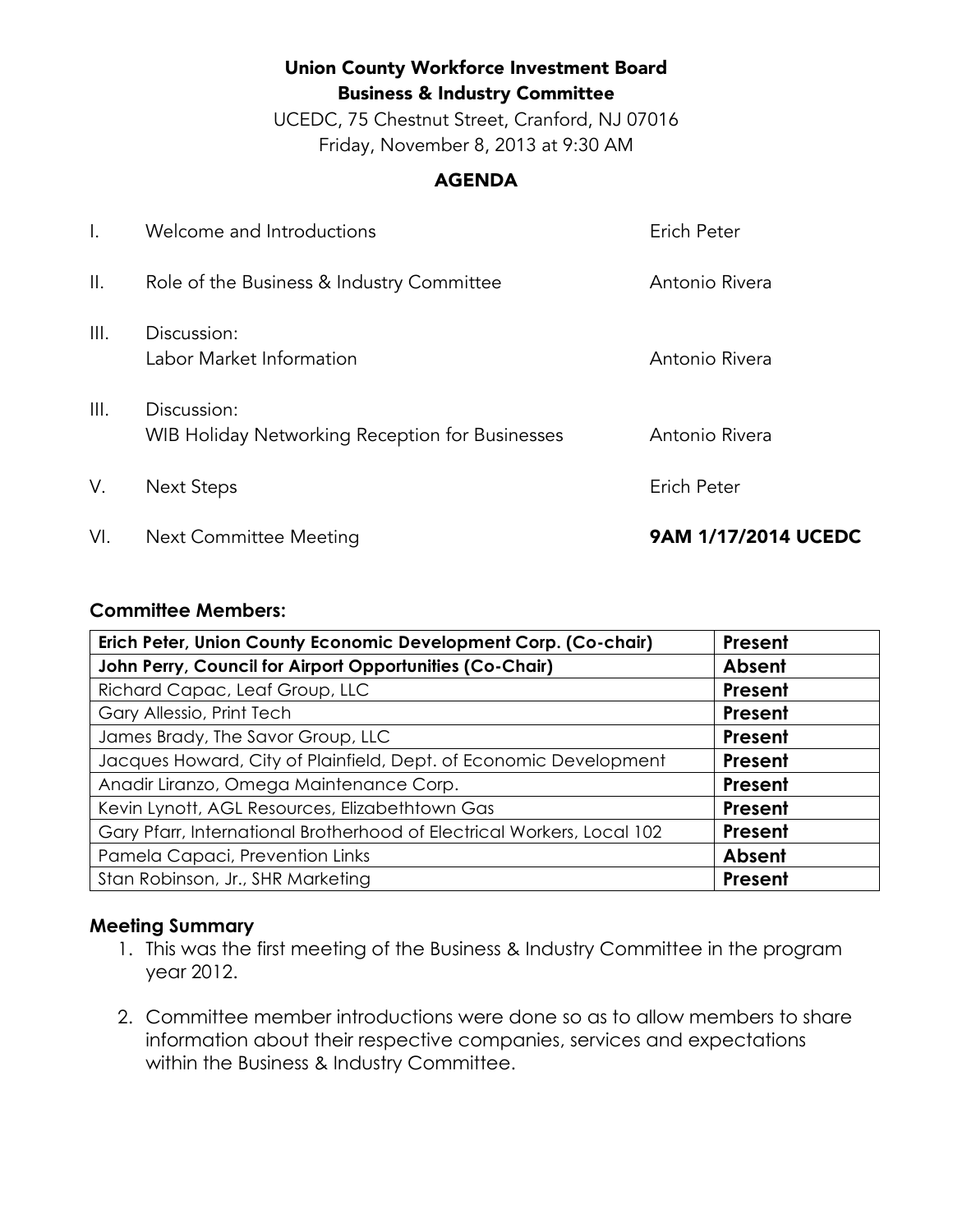**Union County Workforce Investment Board**
**Business & Industry Committee**
UCEDC, 75 Chestnut Street, Cranford, NJ 07016
Friday, November 8, 2013 at 9:30 AM

## AGENDA

| | | |
|---|---|---|
| I. | Welcome and Introductions | Erich Peter |
| II. | Role of the Business & Industry Committee | Antonio Rivera |
| III. | Discussion:<br>Labor Market Information | Antonio Rivera |
| III. | Discussion:<br>WIB Holiday Networking Reception for Businesses | Antonio Rivera |
| V. | Next Steps | Erich Peter |
| VI. | Next Committee Meeting | **9AM 1/17/2014 UCEDC** |

### Committee Members:

| Member | Attendance |
|---|---|
| **Erich Peter, Union County Economic Development Corp. (Co-chair)** | **Present** |
| **John Perry, Council for Airport Opportunities (Co-Chair)** | **Absent** |
| Richard Capac, Leaf Group, LLC | **Present** |
| Gary Allessio, Print Tech | **Present** |
| James Brady, The Savor Group, LLC | **Present** |
| Jacques Howard, City of Plainfield, Dept. of Economic Development | **Present** |
| Anadir Liranzo, Omega Maintenance Corp. | **Present** |
| Kevin Lynott, AGL Resources, Elizabethtown Gas | **Present** |
| Gary Pfarr, International Brotherhood of Electrical Workers, Local 102 | **Present** |
| Pamela Capaci, Prevention Links | **Absent** |
| Stan Robinson, Jr., SHR Marketing | **Present** |

### Meeting Summary

1. This was the first meeting of the Business & Industry Committee in the program year 2012.

2. Committee member introductions were done so as to allow members to share information about their respective companies, services and expectations within the Business & Industry Committee.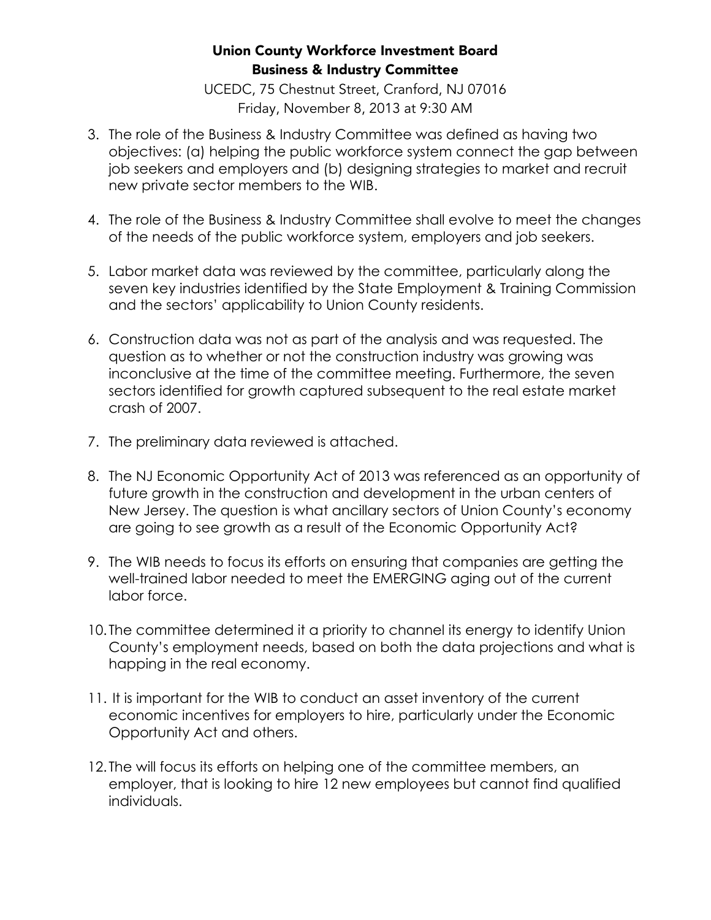**Union County Workforce Investment Board**
**Business & Industry Committee**

UCEDC, 75 Chestnut Street, Cranford, NJ 07016
Friday, November 8, 2013 at 9:30 AM

3. The role of the Business & Industry Committee was defined as having two objectives: (a) helping the public workforce system connect the gap between job seekers and employers and (b) designing strategies to market and recruit new private sector members to the WIB.

4. The role of the Business & Industry Committee shall evolve to meet the changes of the needs of the public workforce system, employers and job seekers.

5. Labor market data was reviewed by the committee, particularly along the seven key industries identified by the State Employment & Training Commission and the sectors' applicability to Union County residents.

6. Construction data was not as part of the analysis and was requested. The question as to whether or not the construction industry was growing was inconclusive at the time of the committee meeting. Furthermore, the seven sectors identified for growth captured subsequent to the real estate market crash of 2007.

7. The preliminary data reviewed is attached.

8. The NJ Economic Opportunity Act of 2013 was referenced as an opportunity of future growth in the construction and development in the urban centers of New Jersey. The question is what ancillary sectors of Union County's economy are going to see growth as a result of the Economic Opportunity Act?

9. The WIB needs to focus its efforts on ensuring that companies are getting the well-trained labor needed to meet the EMERGING aging out of the current labor force.

10. The committee determined it a priority to channel its energy to identify Union County's employment needs, based on both the data projections and what is happing in the real economy.

11. It is important for the WIB to conduct an asset inventory of the current economic incentives for employers to hire, particularly under the Economic Opportunity Act and others.

12. The will focus its efforts on helping one of the committee members, an employer, that is looking to hire 12 new employees but cannot find qualified individuals.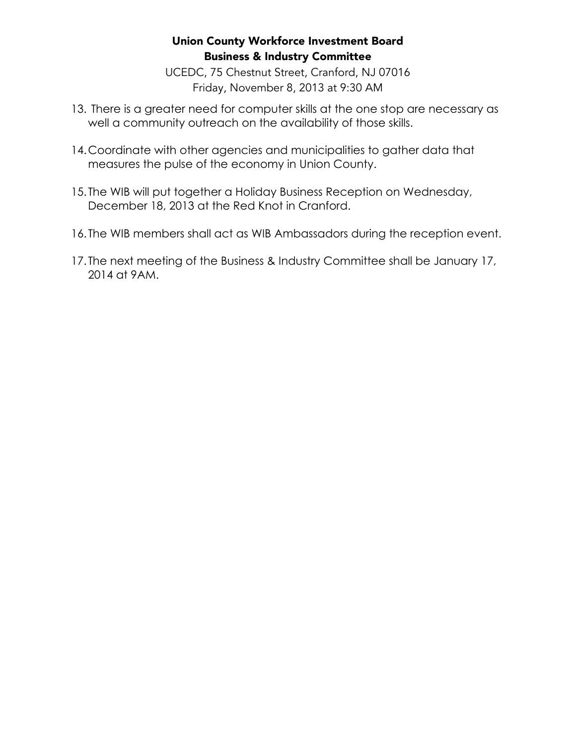**Union County Workforce Investment Board**
**Business & Industry Committee**

UCEDC, 75 Chestnut Street, Cranford, NJ 07016
Friday, November 8, 2013 at 9:30 AM

13. There is a greater need for computer skills at the one stop are necessary as well a community outreach on the availability of those skills.

14. Coordinate with other agencies and municipalities to gather data that measures the pulse of the economy in Union County.

15. The WIB will put together a Holiday Business Reception on Wednesday, December 18, 2013 at the Red Knot in Cranford.

16. The WIB members shall act as WIB Ambassadors during the reception event.

17. The next meeting of the Business & Industry Committee shall be January 17, 2014 at 9AM.